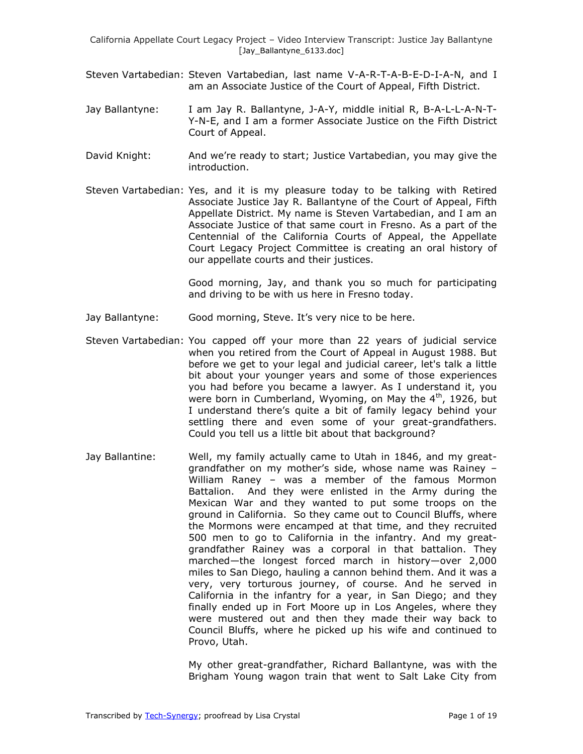Steven Vartabedian: Steven Vartabedian, last name V-A-R-T-A-B-E-D-I-A-N, and I am an Associate Justice of the Court of Appeal, Fifth District.

Jay Ballantyne: I am Jay R. Ballantyne, J-A-Y, middle initial R, B-A-L-L-A-N-T-Y-N-E, and I am a former Associate Justice on the Fifth District Court of Appeal.

David Knight: And we're ready to start; Justice Vartabedian, you may give the introduction.

Steven Vartabedian: Yes, and it is my pleasure today to be talking with Retired Associate Justice Jay R. Ballantyne of the Court of Appeal, Fifth Appellate District. My name is Steven Vartabedian, and I am an Associate Justice of that same court in Fresno. As a part of the Centennial of the California Courts of Appeal, the Appellate Court Legacy Project Committee is creating an oral history of our appellate courts and their justices.

Good morning, Jay, and thank you so much for participating and driving to be with us here in Fresno today.

Jay Ballantyne: Good morning, Steve. It's very nice to be here.

Steven Vartabedian: You capped off your more than 22 years of judicial service when you retired from the Court of Appeal in August 1988. But before we get to your legal and judicial career, let's talk a little bit about your younger years and some of those experiences you had before you became a lawyer. As I understand it, you were born in Cumberland, Wyoming, on May the 4th, 1926, but I understand there's quite a bit of family legacy behind your settling there and even some of your great-grandfathers. Could you tell us a little bit about that background?

Jay Ballantine: Well, my family actually came to Utah in 1846, and my great-grandfather on my mother's side, whose name was Rainey – William Raney – was a member of the famous Mormon Battalion. And they were enlisted in the Army during the Mexican War and they wanted to put some troops on the ground in California. So they came out to Council Bluffs, where the Mormons were encamped at that time, and they recruited 500 men to go to California in the infantry. And my great-grandfather Rainey was a corporal in that battalion. They marched—the longest forced march in history—over 2,000 miles to San Diego, hauling a cannon behind them. And it was a very, very torturous journey, of course. And he served in California in the infantry for a year, in San Diego; and they finally ended up in Fort Moore up in Los Angeles, where they were mustered out and then they made their way back to Council Bluffs, where he picked up his wife and continued to Provo, Utah.

My other great-grandfather, Richard Ballantyne, was with the Brigham Young wagon train that went to Salt Lake City from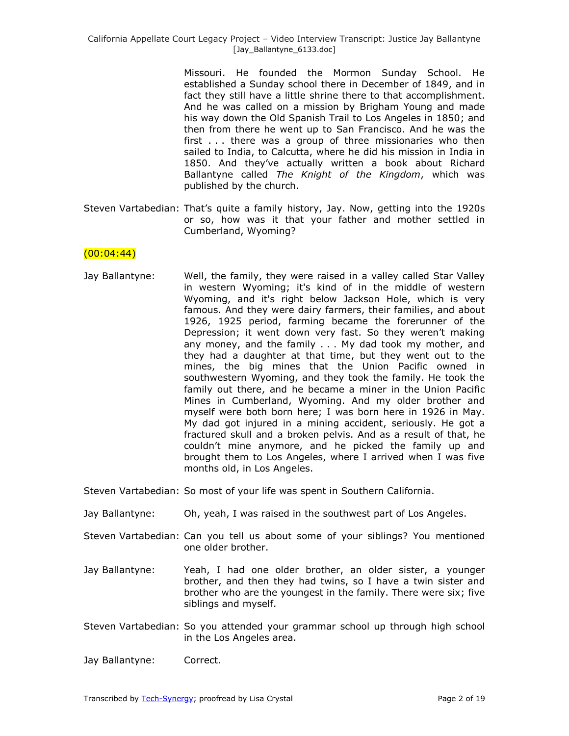Missouri. He founded the Mormon Sunday School. He established a Sunday school there in December of 1849, and in fact they still have a little shrine there to that accomplishment. And he was called on a mission by Brigham Young and made his way down the Old Spanish Trail to Los Angeles in 1850; and then from there he went up to San Francisco. And he was the first . . . there was a group of three missionaries who then sailed to India, to Calcutta, where he did his mission in India in 1850. And they've actually written a book about Richard Ballantyne called *The Knight of the Kingdom*, which was published by the church.

Steven Vartabedian: That's quite a family history, Jay. Now, getting into the 1920s or so, how was it that your father and mother settled in Cumberland, Wyoming?

(00:04:44)

Jay Ballantyne: Well, the family, they were raised in a valley called Star Valley in western Wyoming; it's kind of in the middle of western Wyoming, and it's right below Jackson Hole, which is very famous. And they were dairy farmers, their families, and about 1926, 1925 period, farming became the forerunner of the Depression; it went down very fast. So they weren't making any money, and the family . . . My dad took my mother, and they had a daughter at that time, but they went out to the mines, the big mines that the Union Pacific owned in southwestern Wyoming, and they took the family. He took the family out there, and he became a miner in the Union Pacific Mines in Cumberland, Wyoming. And my older brother and myself were both born here; I was born here in 1926 in May. My dad got injured in a mining accident, seriously. He got a fractured skull and a broken pelvis. And as a result of that, he couldn't mine anymore, and he picked the family up and brought them to Los Angeles, where I arrived when I was five months old, in Los Angeles.

Steven Vartabedian: So most of your life was spent in Southern California.

Jay Ballantyne: Oh, yeah, I was raised in the southwest part of Los Angeles.

Steven Vartabedian: Can you tell us about some of your siblings? You mentioned one older brother.

Jay Ballantyne: Yeah, I had one older brother, an older sister, a younger brother, and then they had twins, so I have a twin sister and brother who are the youngest in the family. There were six; five siblings and myself.

Steven Vartabedian: So you attended your grammar school up through high school in the Los Angeles area.

Jay Ballantyne: Correct.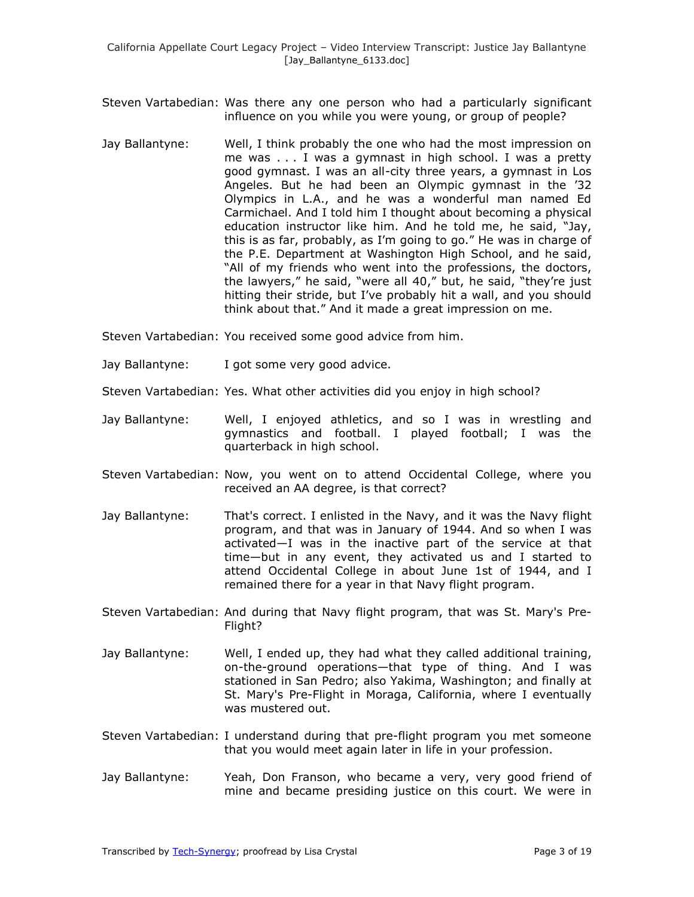Steven Vartabedian: Was there any one person who had a particularly significant influence on you while you were young, or group of people?

Jay Ballantyne: Well, I think probably the one who had the most impression on me was . . . I was a gymnast in high school. I was a pretty good gymnast. I was an all-city three years, a gymnast in Los Angeles. But he had been an Olympic gymnast in the '32 Olympics in L.A., and he was a wonderful man named Ed Carmichael. And I told him I thought about becoming a physical education instructor like him. And he told me, he said, "Jay, this is as far, probably, as I'm going to go." He was in charge of the P.E. Department at Washington High School, and he said, "All of my friends who went into the professions, the doctors, the lawyers," he said, "were all 40," but, he said, "they're just hitting their stride, but I've probably hit a wall, and you should think about that." And it made a great impression on me.

Steven Vartabedian: You received some good advice from him.

Jay Ballantyne: I got some very good advice.

Steven Vartabedian: Yes. What other activities did you enjoy in high school?

Jay Ballantyne: Well, I enjoyed athletics, and so I was in wrestling and gymnastics and football. I played football; I was the quarterback in high school.

Steven Vartabedian: Now, you went on to attend Occidental College, where you received an AA degree, is that correct?

Jay Ballantyne: That's correct. I enlisted in the Navy, and it was the Navy flight program, and that was in January of 1944. And so when I was activated—I was in the inactive part of the service at that time—but in any event, they activated us and I started to attend Occidental College in about June 1st of 1944, and I remained there for a year in that Navy flight program.

Steven Vartabedian: And during that Navy flight program, that was St. Mary's Pre-Flight?

Jay Ballantyne: Well, I ended up, they had what they called additional training, on-the-ground operations—that type of thing. And I was stationed in San Pedro; also Yakima, Washington; and finally at St. Mary's Pre-Flight in Moraga, California, where I eventually was mustered out.

Steven Vartabedian: I understand during that pre-flight program you met someone that you would meet again later in life in your profession.

Jay Ballantyne: Yeah, Don Franson, who became a very, very good friend of mine and became presiding justice on this court. We were in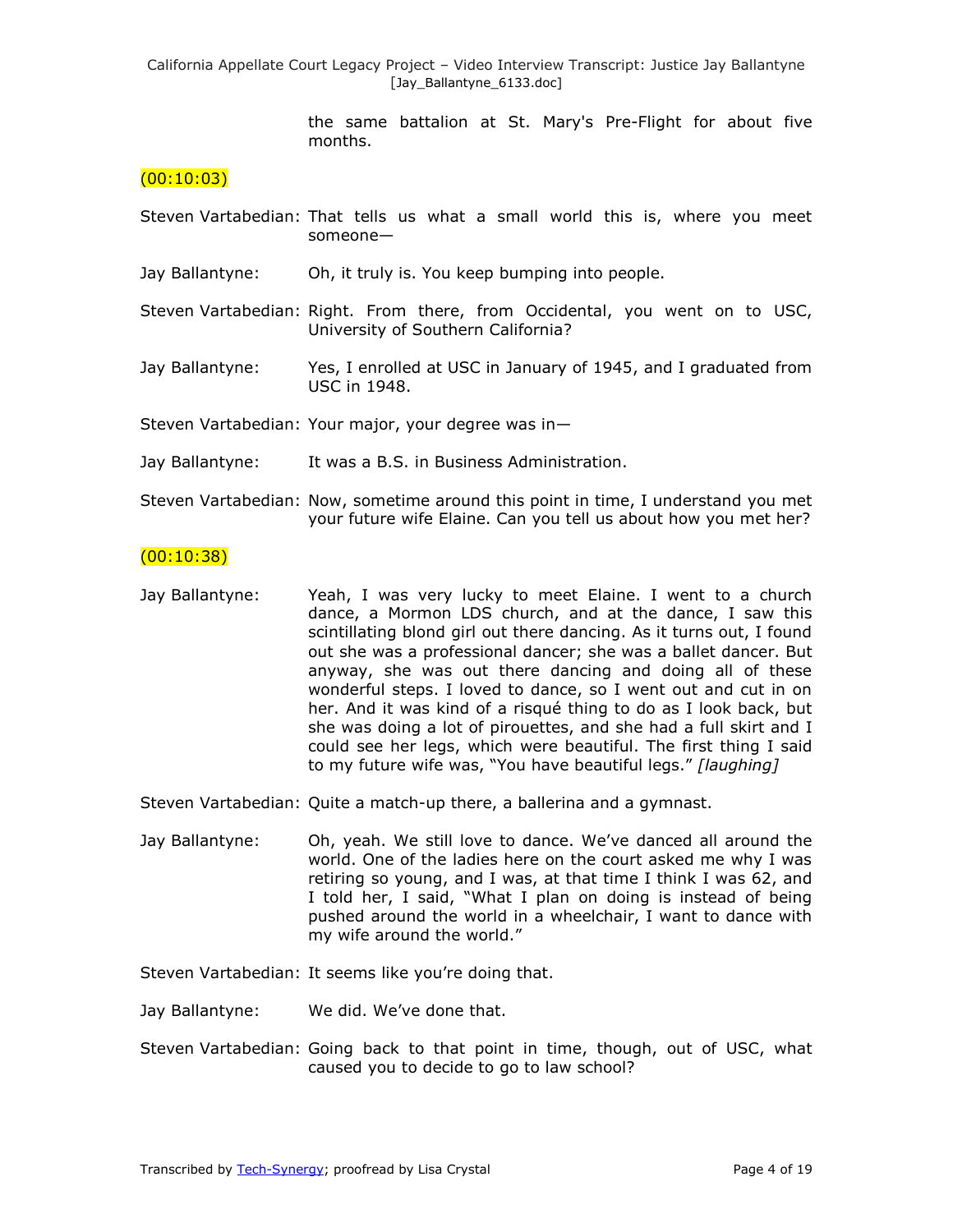the same battalion at St. Mary's Pre-Flight for about five months.

(00:10:03)

Steven Vartabedian: That tells us what a small world this is, where you meet someone—

Jay Ballantyne: Oh, it truly is. You keep bumping into people.

Steven Vartabedian: Right. From there, from Occidental, you went on to USC, University of Southern California?

Jay Ballantyne: Yes, I enrolled at USC in January of 1945, and I graduated from USC in 1948.

Steven Vartabedian: Your major, your degree was in—

Jay Ballantyne: It was a B.S. in Business Administration.

Steven Vartabedian: Now, sometime around this point in time, I understand you met your future wife Elaine. Can you tell us about how you met her?

(00:10:38)

Jay Ballantyne: Yeah, I was very lucky to meet Elaine. I went to a church dance, a Mormon LDS church, and at the dance, I saw this scintillating blond girl out there dancing. As it turns out, I found out she was a professional dancer; she was a ballet dancer. But anyway, she was out there dancing and doing all of these wonderful steps. I loved to dance, so I went out and cut in on her. And it was kind of a risqué thing to do as I look back, but she was doing a lot of pirouettes, and she had a full skirt and I could see her legs, which were beautiful. The first thing I said to my future wife was, "You have beautiful legs." *[laughing]*

Steven Vartabedian: Quite a match-up there, a ballerina and a gymnast.

Jay Ballantyne: Oh, yeah. We still love to dance. We've danced all around the world. One of the ladies here on the court asked me why I was retiring so young, and I was, at that time I think I was 62, and I told her, I said, "What I plan on doing is instead of being pushed around the world in a wheelchair, I want to dance with my wife around the world."

Steven Vartabedian: It seems like you're doing that.

Jay Ballantyne: We did. We've done that.

Steven Vartabedian: Going back to that point in time, though, out of USC, what caused you to decide to go to law school?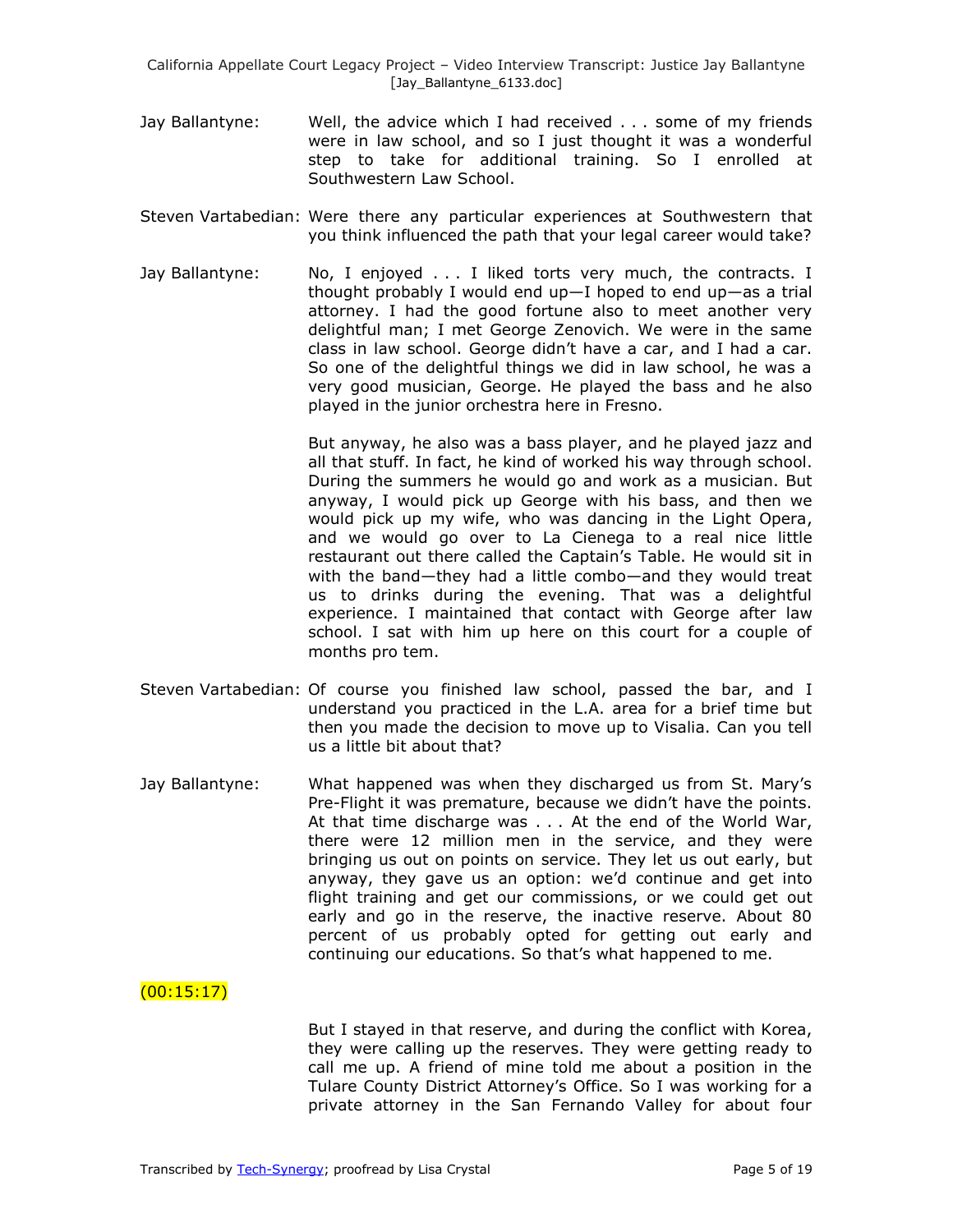Jay Ballantyne: Well, the advice which I had received . . . some of my friends were in law school, and so I just thought it was a wonderful step to take for additional training. So I enrolled at Southwestern Law School.

Steven Vartabedian: Were there any particular experiences at Southwestern that you think influenced the path that your legal career would take?

Jay Ballantyne: No, I enjoyed . . . I liked torts very much, the contracts. I thought probably I would end up—I hoped to end up—as a trial attorney. I had the good fortune also to meet another very delightful man; I met George Zenovich. We were in the same class in law school. George didn't have a car, and I had a car. So one of the delightful things we did in law school, he was a very good musician, George. He played the bass and he also played in the junior orchestra here in Fresno.

But anyway, he also was a bass player, and he played jazz and all that stuff. In fact, he kind of worked his way through school. During the summers he would go and work as a musician. But anyway, I would pick up George with his bass, and then we would pick up my wife, who was dancing in the Light Opera, and we would go over to La Cienega to a real nice little restaurant out there called the Captain's Table. He would sit in with the band—they had a little combo—and they would treat us to drinks during the evening. That was a delightful experience. I maintained that contact with George after law school. I sat with him up here on this court for a couple of months pro tem.

Steven Vartabedian: Of course you finished law school, passed the bar, and I understand you practiced in the L.A. area for a brief time but then you made the decision to move up to Visalia. Can you tell us a little bit about that?

Jay Ballantyne: What happened was when they discharged us from St. Mary's Pre-Flight it was premature, because we didn't have the points. At that time discharge was . . . At the end of the World War, there were 12 million men in the service, and they were bringing us out on points on service. They let us out early, but anyway, they gave us an option: we'd continue and get into flight training and get our commissions, or we could get out early and go in the reserve, the inactive reserve. About 80 percent of us probably opted for getting out early and continuing our educations. So that's what happened to me.

(00:15:17)

But I stayed in that reserve, and during the conflict with Korea, they were calling up the reserves. They were getting ready to call me up. A friend of mine told me about a position in the Tulare County District Attorney's Office. So I was working for a private attorney in the San Fernando Valley for about four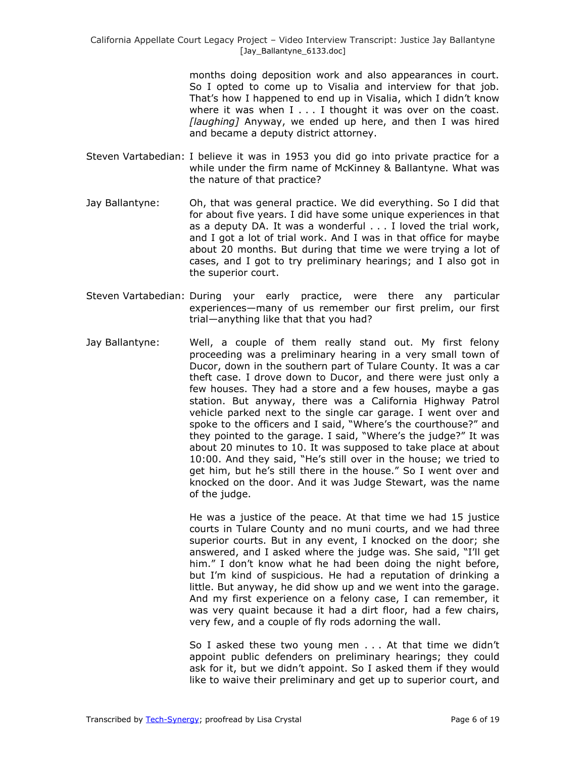months doing deposition work and also appearances in court. So I opted to come up to Visalia and interview for that job. That's how I happened to end up in Visalia, which I didn't know where it was when I . . . I thought it was over on the coast. *[laughing]* Anyway, we ended up here, and then I was hired and became a deputy district attorney.

Steven Vartabedian: I believe it was in 1953 you did go into private practice for a while under the firm name of McKinney & Ballantyne. What was the nature of that practice?

Jay Ballantyne: Oh, that was general practice. We did everything. So I did that for about five years. I did have some unique experiences in that as a deputy DA. It was a wonderful . . . I loved the trial work, and I got a lot of trial work. And I was in that office for maybe about 20 months. But during that time we were trying a lot of cases, and I got to try preliminary hearings; and I also got in the superior court.

Steven Vartabedian: During your early practice, were there any particular experiences—many of us remember our first prelim, our first trial—anything like that that you had?

Jay Ballantyne: Well, a couple of them really stand out. My first felony proceeding was a preliminary hearing in a very small town of Ducor, down in the southern part of Tulare County. It was a car theft case. I drove down to Ducor, and there were just only a few houses. They had a store and a few houses, maybe a gas station. But anyway, there was a California Highway Patrol vehicle parked next to the single car garage. I went over and spoke to the officers and I said, "Where's the courthouse?" and they pointed to the garage. I said, "Where's the judge?" It was about 20 minutes to 10. It was supposed to take place at about 10:00. And they said, "He's still over in the house; we tried to get him, but he's still there in the house." So I went over and knocked on the door. And it was Judge Stewart, was the name of the judge.

He was a justice of the peace. At that time we had 15 justice courts in Tulare County and no muni courts, and we had three superior courts. But in any event, I knocked on the door; she answered, and I asked where the judge was. She said, "I'll get him." I don't know what he had been doing the night before, but I'm kind of suspicious. He had a reputation of drinking a little. But anyway, he did show up and we went into the garage. And my first experience on a felony case, I can remember, it was very quaint because it had a dirt floor, had a few chairs, very few, and a couple of fly rods adorning the wall.

So I asked these two young men . . . At that time we didn't appoint public defenders on preliminary hearings; they could ask for it, but we didn't appoint. So I asked them if they would like to waive their preliminary and get up to superior court, and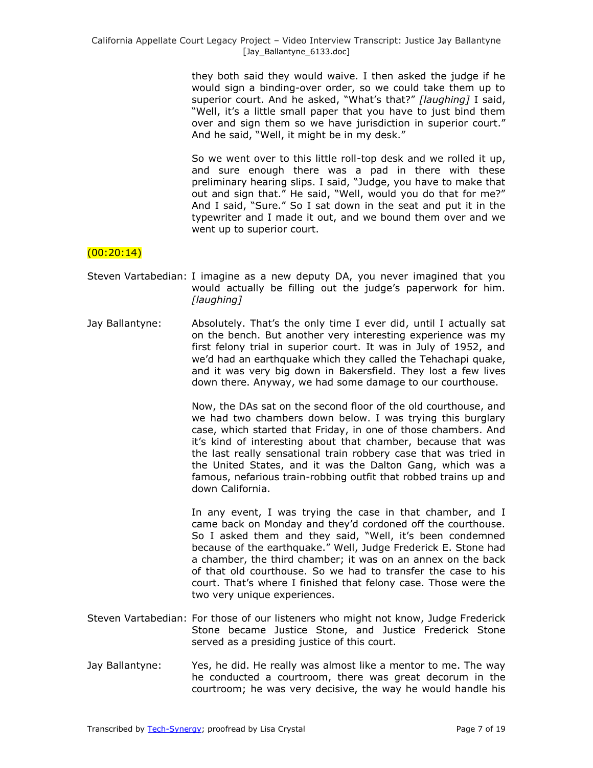they both said they would waive. I then asked the judge if he would sign a binding-over order, so we could take them up to superior court. And he asked, "What's that?" *[laughing]* I said, "Well, it's a little small paper that you have to just bind them over and sign them so we have jurisdiction in superior court." And he said, "Well, it might be in my desk."

So we went over to this little roll-top desk and we rolled it up, and sure enough there was a pad in there with these preliminary hearing slips. I said, "Judge, you have to make that out and sign that." He said, "Well, would you do that for me?" And I said, "Sure." So I sat down in the seat and put it in the typewriter and I made it out, and we bound them over and we went up to superior court.

(00:20:14)

Steven Vartabedian: I imagine as a new deputy DA, you never imagined that you would actually be filling out the judge's paperwork for him. *[laughing]*

Jay Ballantyne: Absolutely. That's the only time I ever did, until I actually sat on the bench. But another very interesting experience was my first felony trial in superior court. It was in July of 1952, and we'd had an earthquake which they called the Tehachapi quake, and it was very big down in Bakersfield. They lost a few lives down there. Anyway, we had some damage to our courthouse.

Now, the DAs sat on the second floor of the old courthouse, and we had two chambers down below. I was trying this burglary case, which started that Friday, in one of those chambers. And it's kind of interesting about that chamber, because that was the last really sensational train robbery case that was tried in the United States, and it was the Dalton Gang, which was a famous, nefarious train-robbing outfit that robbed trains up and down California.

In any event, I was trying the case in that chamber, and I came back on Monday and they'd cordoned off the courthouse. So I asked them and they said, "Well, it's been condemned because of the earthquake." Well, Judge Frederick E. Stone had a chamber, the third chamber; it was on an annex on the back of that old courthouse. So we had to transfer the case to his court. That's where I finished that felony case. Those were the two very unique experiences.

Steven Vartabedian: For those of our listeners who might not know, Judge Frederick Stone became Justice Stone, and Justice Frederick Stone served as a presiding justice of this court.

Jay Ballantyne: Yes, he did. He really was almost like a mentor to me. The way he conducted a courtroom, there was great decorum in the courtroom; he was very decisive, the way he would handle his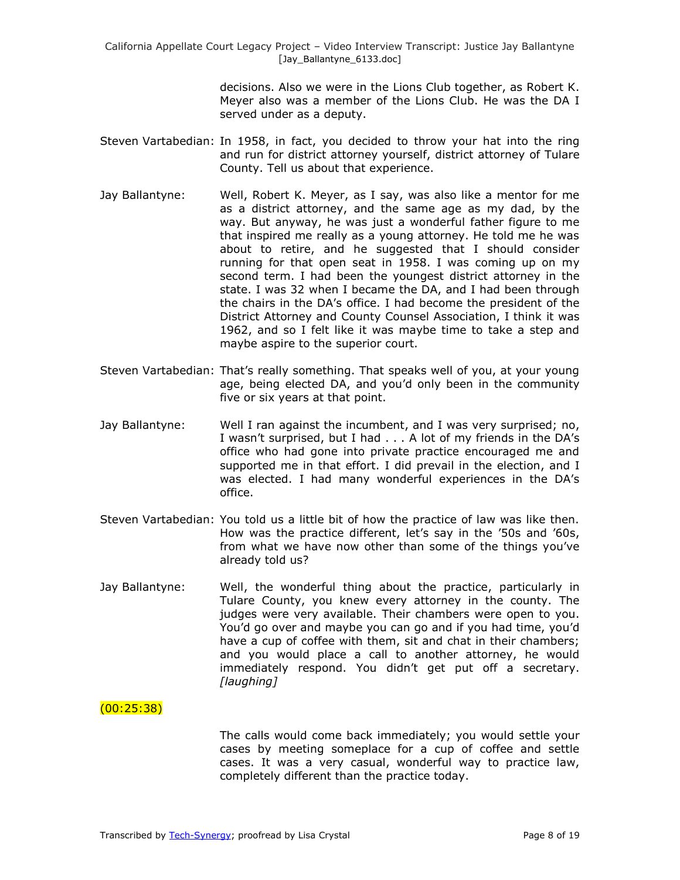decisions. Also we were in the Lions Club together, as Robert K. Meyer also was a member of the Lions Club. He was the DA I served under as a deputy.

Steven Vartabedian: In 1958, in fact, you decided to throw your hat into the ring and run for district attorney yourself, district attorney of Tulare County. Tell us about that experience.

Jay Ballantyne: Well, Robert K. Meyer, as I say, was also like a mentor for me as a district attorney, and the same age as my dad, by the way. But anyway, he was just a wonderful father figure to me that inspired me really as a young attorney. He told me he was about to retire, and he suggested that I should consider running for that open seat in 1958. I was coming up on my second term. I had been the youngest district attorney in the state. I was 32 when I became the DA, and I had been through the chairs in the DA's office. I had become the president of the District Attorney and County Counsel Association, I think it was 1962, and so I felt like it was maybe time to take a step and maybe aspire to the superior court.

Steven Vartabedian: That's really something. That speaks well of you, at your young age, being elected DA, and you'd only been in the community five or six years at that point.

Jay Ballantyne: Well I ran against the incumbent, and I was very surprised; no, I wasn't surprised, but I had . . . A lot of my friends in the DA's office who had gone into private practice encouraged me and supported me in that effort. I did prevail in the election, and I was elected. I had many wonderful experiences in the DA's office.

Steven Vartabedian: You told us a little bit of how the practice of law was like then. How was the practice different, let's say in the '50s and '60s, from what we have now other than some of the things you've already told us?

Jay Ballantyne: Well, the wonderful thing about the practice, particularly in Tulare County, you knew every attorney in the county. The judges were very available. Their chambers were open to you. You'd go over and maybe you can go and if you had time, you'd have a cup of coffee with them, sit and chat in their chambers; and you would place a call to another attorney, he would immediately respond. You didn't get put off a secretary. *[laughing]*

(00:25:38)

The calls would come back immediately; you would settle your cases by meeting someplace for a cup of coffee and settle cases. It was a very casual, wonderful way to practice law, completely different than the practice today.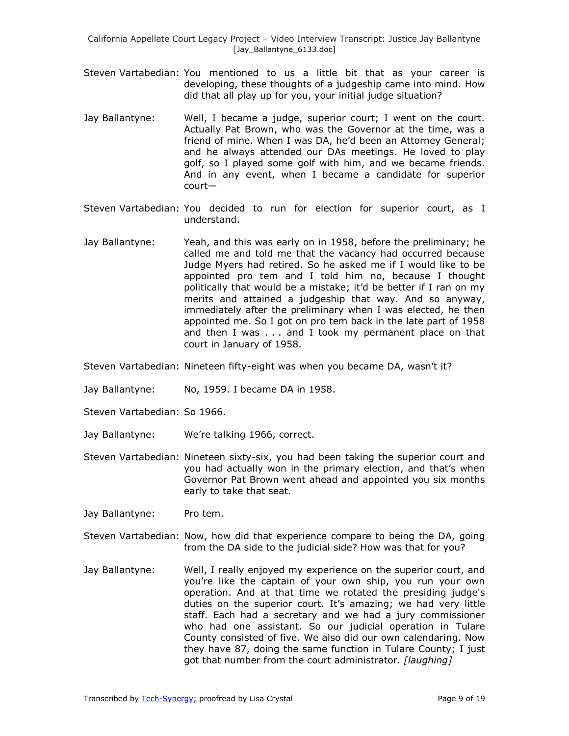Steven Vartabedian: You mentioned to us a little bit that as your career is developing, these thoughts of a judgeship came into mind. How did that all play up for you, your initial judge situation?

Jay Ballantyne: Well, I became a judge, superior court; I went on the court. Actually Pat Brown, who was the Governor at the time, was a friend of mine. When I was DA, he'd been an Attorney General; and he always attended our DAs meetings. He loved to play golf, so I played some golf with him, and we became friends. And in any event, when I became a candidate for superior court—

Steven Vartabedian: You decided to run for election for superior court, as I understand.

Jay Ballantyne: Yeah, and this was early on in 1958, before the preliminary; he called me and told me that the vacancy had occurred because Judge Myers had retired. So he asked me if I would like to be appointed pro tem and I told him no, because I thought politically that would be a mistake; it'd be better if I ran on my merits and attained a judgeship that way. And so anyway, immediately after the preliminary when I was elected, he then appointed me. So I got on pro tem back in the late part of 1958 and then I was . . . and I took my permanent place on that court in January of 1958.

Steven Vartabedian: Nineteen fifty-eight was when you became DA, wasn't it?

Jay Ballantyne: No, 1959. I became DA in 1958.

Steven Vartabedian: So 1966.

Jay Ballantyne: We're talking 1966, correct.

Steven Vartabedian: Nineteen sixty-six, you had been taking the superior court and you had actually won in the primary election, and that's when Governor Pat Brown went ahead and appointed you six months early to take that seat.

Jay Ballantyne: Pro tem.

Steven Vartabedian: Now, how did that experience compare to being the DA, going from the DA side to the judicial side? How was that for you?

Jay Ballantyne: Well, I really enjoyed my experience on the superior court, and you're like the captain of your own ship, you run your own operation. And at that time we rotated the presiding judge's duties on the superior court. It's amazing; we had very little staff. Each had a secretary and we had a jury commissioner who had one assistant. So our judicial operation in Tulare County consisted of five. We also did our own calendaring. Now they have 87, doing the same function in Tulare County; I just got that number from the court administrator. *[laughing]*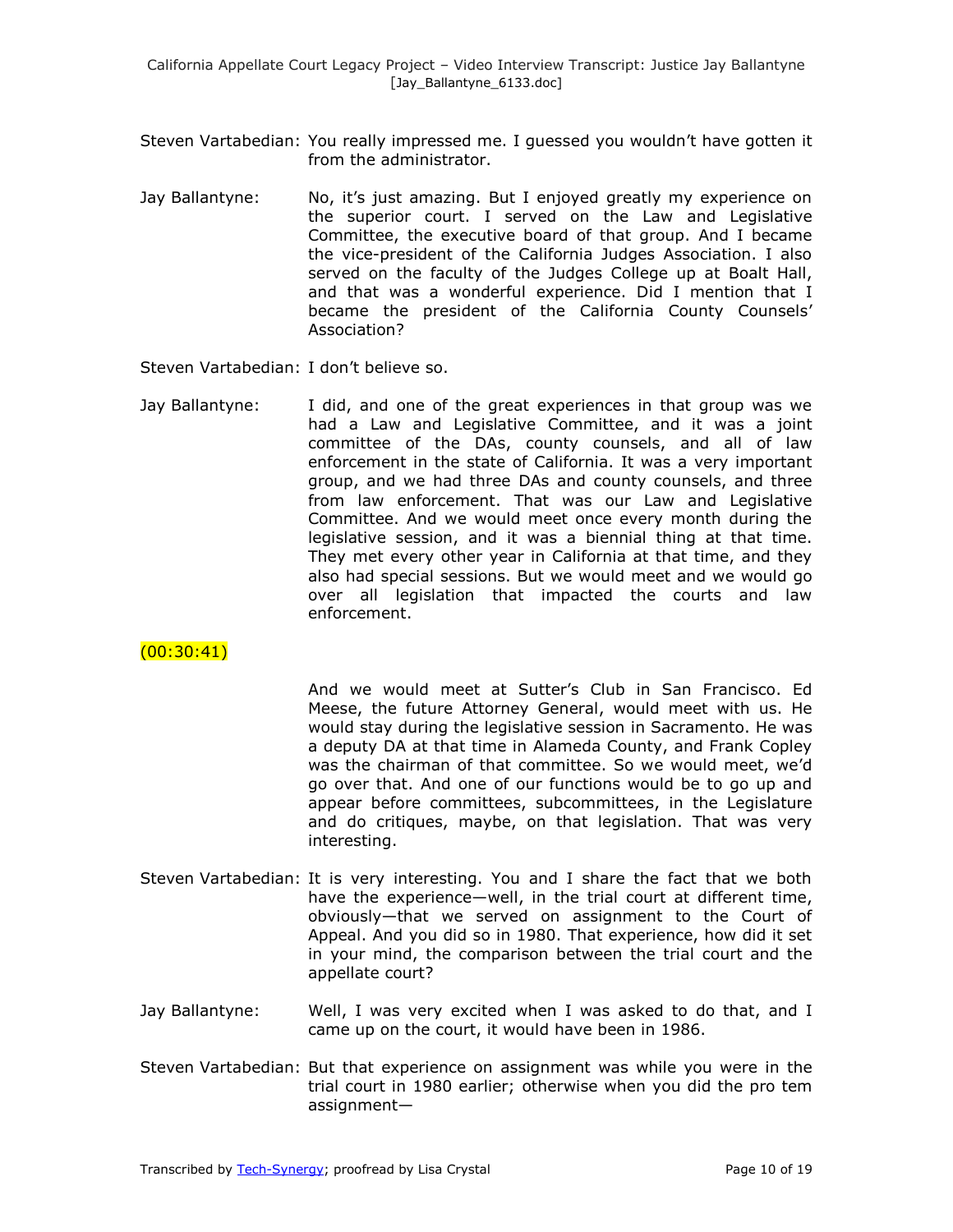Steven Vartabedian: You really impressed me. I guessed you wouldn't have gotten it from the administrator.

Jay Ballantyne: No, it's just amazing. But I enjoyed greatly my experience on the superior court. I served on the Law and Legislative Committee, the executive board of that group. And I became the vice-president of the California Judges Association. I also served on the faculty of the Judges College up at Boalt Hall, and that was a wonderful experience. Did I mention that I became the president of the California County Counsels' Association?

Steven Vartabedian: I don't believe so.

Jay Ballantyne: I did, and one of the great experiences in that group was we had a Law and Legislative Committee, and it was a joint committee of the DAs, county counsels, and all of law enforcement in the state of California. It was a very important group, and we had three DAs and county counsels, and three from law enforcement. That was our Law and Legislative Committee. And we would meet once every month during the legislative session, and it was a biennial thing at that time. They met every other year in California at that time, and they also had special sessions. But we would meet and we would go over all legislation that impacted the courts and law enforcement.

(00:30:41)

And we would meet at Sutter's Club in San Francisco. Ed Meese, the future Attorney General, would meet with us. He would stay during the legislative session in Sacramento. He was a deputy DA at that time in Alameda County, and Frank Copley was the chairman of that committee. So we would meet, we'd go over that. And one of our functions would be to go up and appear before committees, subcommittees, in the Legislature and do critiques, maybe, on that legislation. That was very interesting.

Steven Vartabedian: It is very interesting. You and I share the fact that we both have the experience—well, in the trial court at different time, obviously—that we served on assignment to the Court of Appeal. And you did so in 1980. That experience, how did it set in your mind, the comparison between the trial court and the appellate court?

Jay Ballantyne: Well, I was very excited when I was asked to do that, and I came up on the court, it would have been in 1986.

Steven Vartabedian: But that experience on assignment was while you were in the trial court in 1980 earlier; otherwise when you did the pro tem assignment—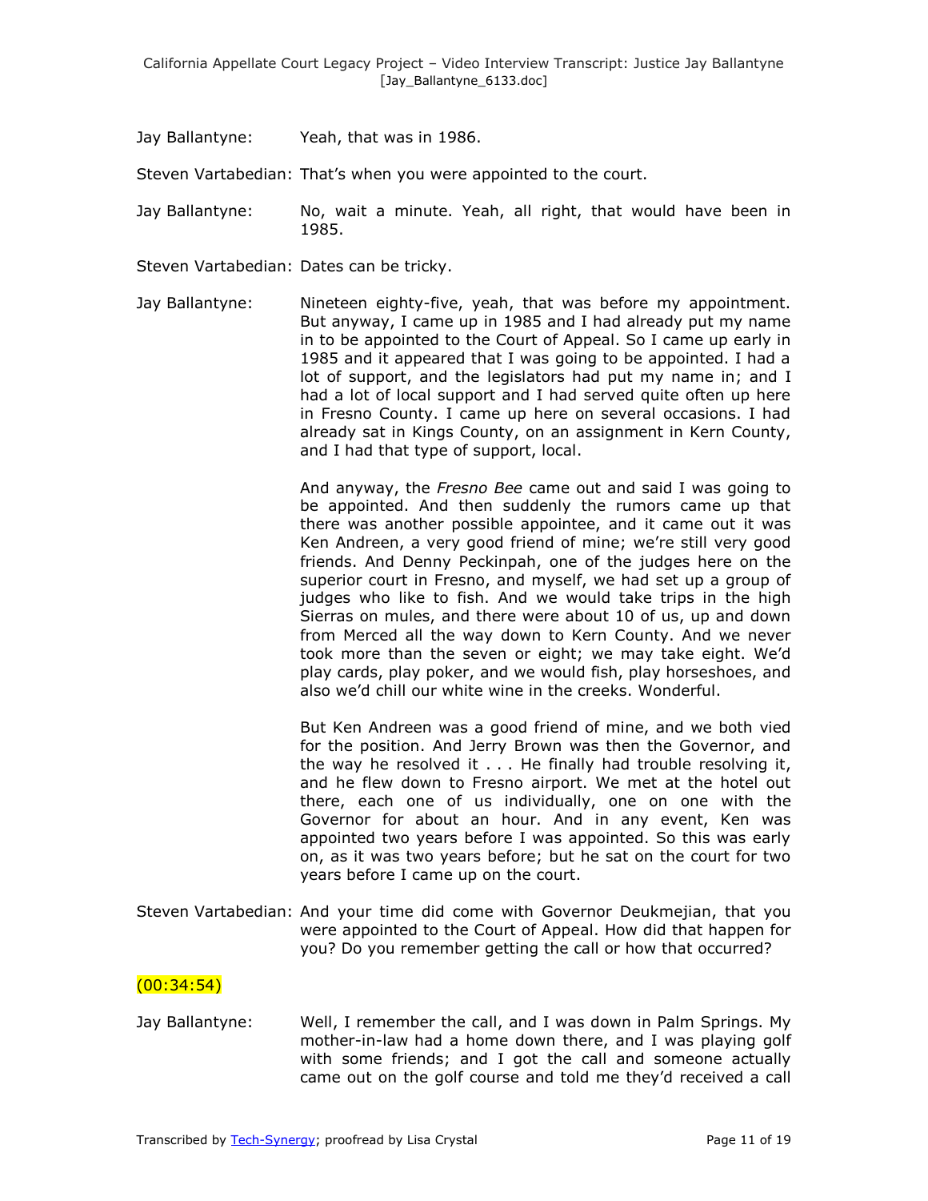Jay Ballantyne: Yeah, that was in 1986.

Steven Vartabedian: That's when you were appointed to the court.

Jay Ballantyne: No, wait a minute. Yeah, all right, that would have been in 1985.

Steven Vartabedian: Dates can be tricky.

Jay Ballantyne: Nineteen eighty-five, yeah, that was before my appointment. But anyway, I came up in 1985 and I had already put my name in to be appointed to the Court of Appeal. So I came up early in 1985 and it appeared that I was going to be appointed. I had a lot of support, and the legislators had put my name in; and I had a lot of local support and I had served quite often up here in Fresno County. I came up here on several occasions. I had already sat in Kings County, on an assignment in Kern County, and I had that type of support, local.

And anyway, the *Fresno Bee* came out and said I was going to be appointed. And then suddenly the rumors came up that there was another possible appointee, and it came out it was Ken Andreen, a very good friend of mine; we're still very good friends. And Denny Peckinpah, one of the judges here on the superior court in Fresno, and myself, we had set up a group of judges who like to fish. And we would take trips in the high Sierras on mules, and there were about 10 of us, up and down from Merced all the way down to Kern County. And we never took more than the seven or eight; we may take eight. We'd play cards, play poker, and we would fish, play horseshoes, and also we'd chill our white wine in the creeks. Wonderful.

But Ken Andreen was a good friend of mine, and we both vied for the position. And Jerry Brown was then the Governor, and the way he resolved it . . . He finally had trouble resolving it, and he flew down to Fresno airport. We met at the hotel out there, each one of us individually, one on one with the Governor for about an hour. And in any event, Ken was appointed two years before I was appointed. So this was early on, as it was two years before; but he sat on the court for two years before I came up on the court.

Steven Vartabedian: And your time did come with Governor Deukmejian, that you were appointed to the Court of Appeal. How did that happen for you? Do you remember getting the call or how that occurred?

(00:34:54)

Jay Ballantyne: Well, I remember the call, and I was down in Palm Springs. My mother-in-law had a home down there, and I was playing golf with some friends; and I got the call and someone actually came out on the golf course and told me they'd received a call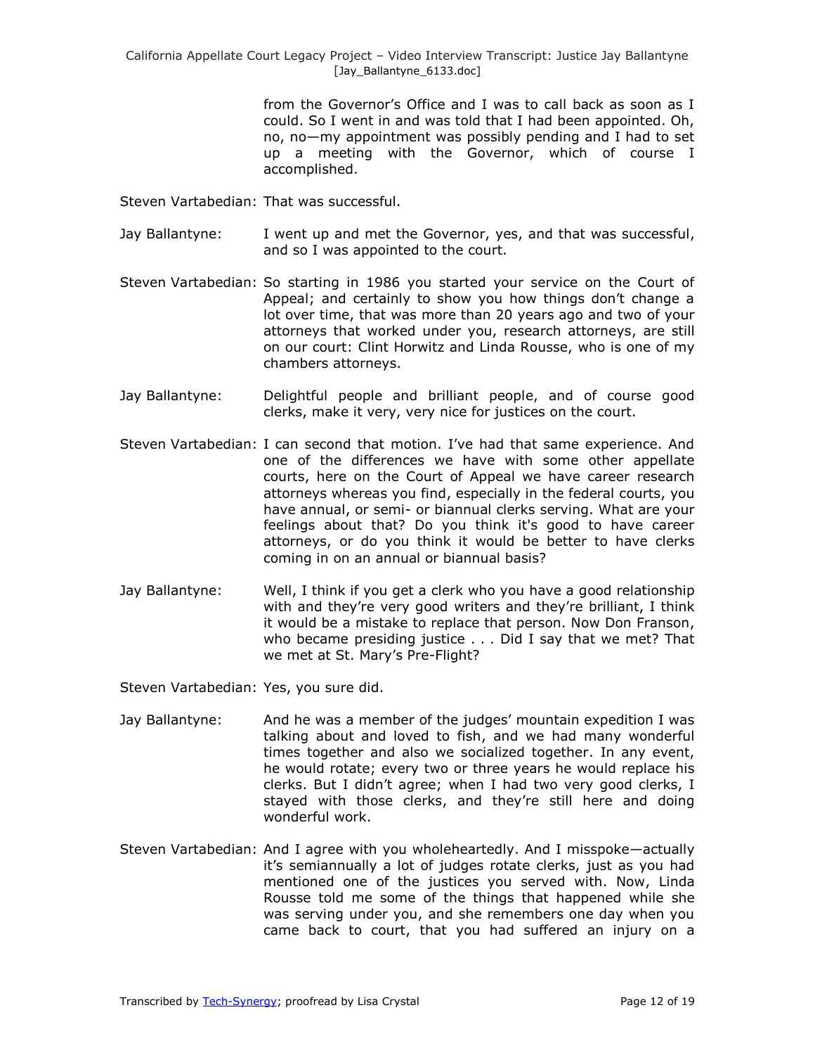from the Governor's Office and I was to call back as soon as I could. So I went in and was told that I had been appointed. Oh, no, no—my appointment was possibly pending and I had to set up a meeting with the Governor, which of course I accomplished.

Steven Vartabedian: That was successful.

Jay Ballantyne: I went up and met the Governor, yes, and that was successful, and so I was appointed to the court.

Steven Vartabedian: So starting in 1986 you started your service on the Court of Appeal; and certainly to show you how things don't change a lot over time, that was more than 20 years ago and two of your attorneys that worked under you, research attorneys, are still on our court: Clint Horwitz and Linda Rousse, who is one of my chambers attorneys.

Jay Ballantyne: Delightful people and brilliant people, and of course good clerks, make it very, very nice for justices on the court.

Steven Vartabedian: I can second that motion. I've had that same experience. And one of the differences we have with some other appellate courts, here on the Court of Appeal we have career research attorneys whereas you find, especially in the federal courts, you have annual, or semi- or biannual clerks serving. What are your feelings about that? Do you think it's good to have career attorneys, or do you think it would be better to have clerks coming in on an annual or biannual basis?

Jay Ballantyne: Well, I think if you get a clerk who you have a good relationship with and they're very good writers and they're brilliant, I think it would be a mistake to replace that person. Now Don Franson, who became presiding justice . . . Did I say that we met? That we met at St. Mary's Pre-Flight?

Steven Vartabedian: Yes, you sure did.

Jay Ballantyne: And he was a member of the judges' mountain expedition I was talking about and loved to fish, and we had many wonderful times together and also we socialized together. In any event, he would rotate; every two or three years he would replace his clerks. But I didn't agree; when I had two very good clerks, I stayed with those clerks, and they're still here and doing wonderful work.

Steven Vartabedian: And I agree with you wholeheartedly. And I misspoke—actually it's semiannually a lot of judges rotate clerks, just as you had mentioned one of the justices you served with. Now, Linda Rousse told me some of the things that happened while she was serving under you, and she remembers one day when you came back to court, that you had suffered an injury on a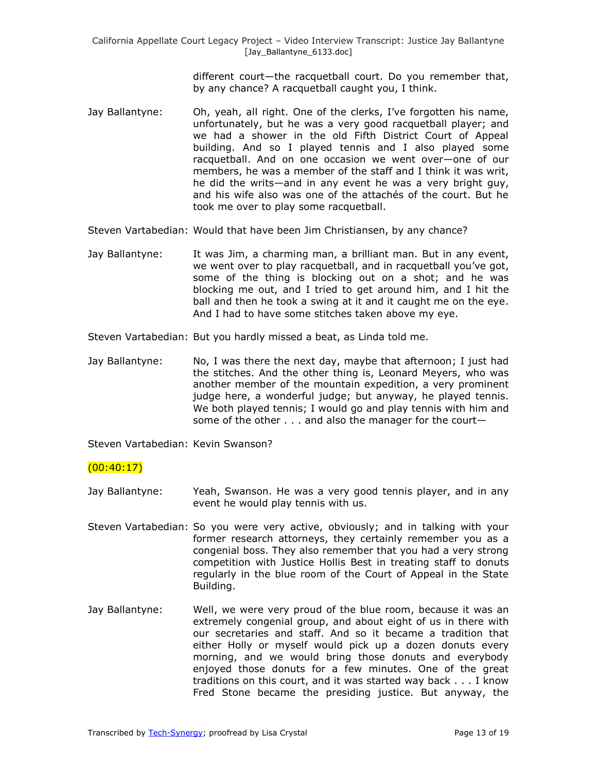different court—the racquetball court. Do you remember that, by any chance? A racquetball caught you, I think.

Jay Ballantyne: Oh, yeah, all right. One of the clerks, I've forgotten his name, unfortunately, but he was a very good racquetball player; and we had a shower in the old Fifth District Court of Appeal building. And so I played tennis and I also played some racquetball. And on one occasion we went over—one of our members, he was a member of the staff and I think it was writ, he did the writs—and in any event he was a very bright guy, and his wife also was one of the attachés of the court. But he took me over to play some racquetball.

Steven Vartabedian: Would that have been Jim Christiansen, by any chance?

Jay Ballantyne: It was Jim, a charming man, a brilliant man. But in any event, we went over to play racquetball, and in racquetball you've got, some of the thing is blocking out on a shot; and he was blocking me out, and I tried to get around him, and I hit the ball and then he took a swing at it and it caught me on the eye. And I had to have some stitches taken above my eye.

Steven Vartabedian: But you hardly missed a beat, as Linda told me.

Jay Ballantyne: No, I was there the next day, maybe that afternoon; I just had the stitches. And the other thing is, Leonard Meyers, who was another member of the mountain expedition, a very prominent judge here, a wonderful judge; but anyway, he played tennis. We both played tennis; I would go and play tennis with him and some of the other . . . and also the manager for the court—

Steven Vartabedian: Kevin Swanson?

(00:40:17)

Jay Ballantyne: Yeah, Swanson. He was a very good tennis player, and in any event he would play tennis with us.

Steven Vartabedian: So you were very active, obviously; and in talking with your former research attorneys, they certainly remember you as a congenial boss. They also remember that you had a very strong competition with Justice Hollis Best in treating staff to donuts regularly in the blue room of the Court of Appeal in the State Building.

Jay Ballantyne: Well, we were very proud of the blue room, because it was an extremely congenial group, and about eight of us in there with our secretaries and staff. And so it became a tradition that either Holly or myself would pick up a dozen donuts every morning, and we would bring those donuts and everybody enjoyed those donuts for a few minutes. One of the great traditions on this court, and it was started way back . . . I know Fred Stone became the presiding justice. But anyway, the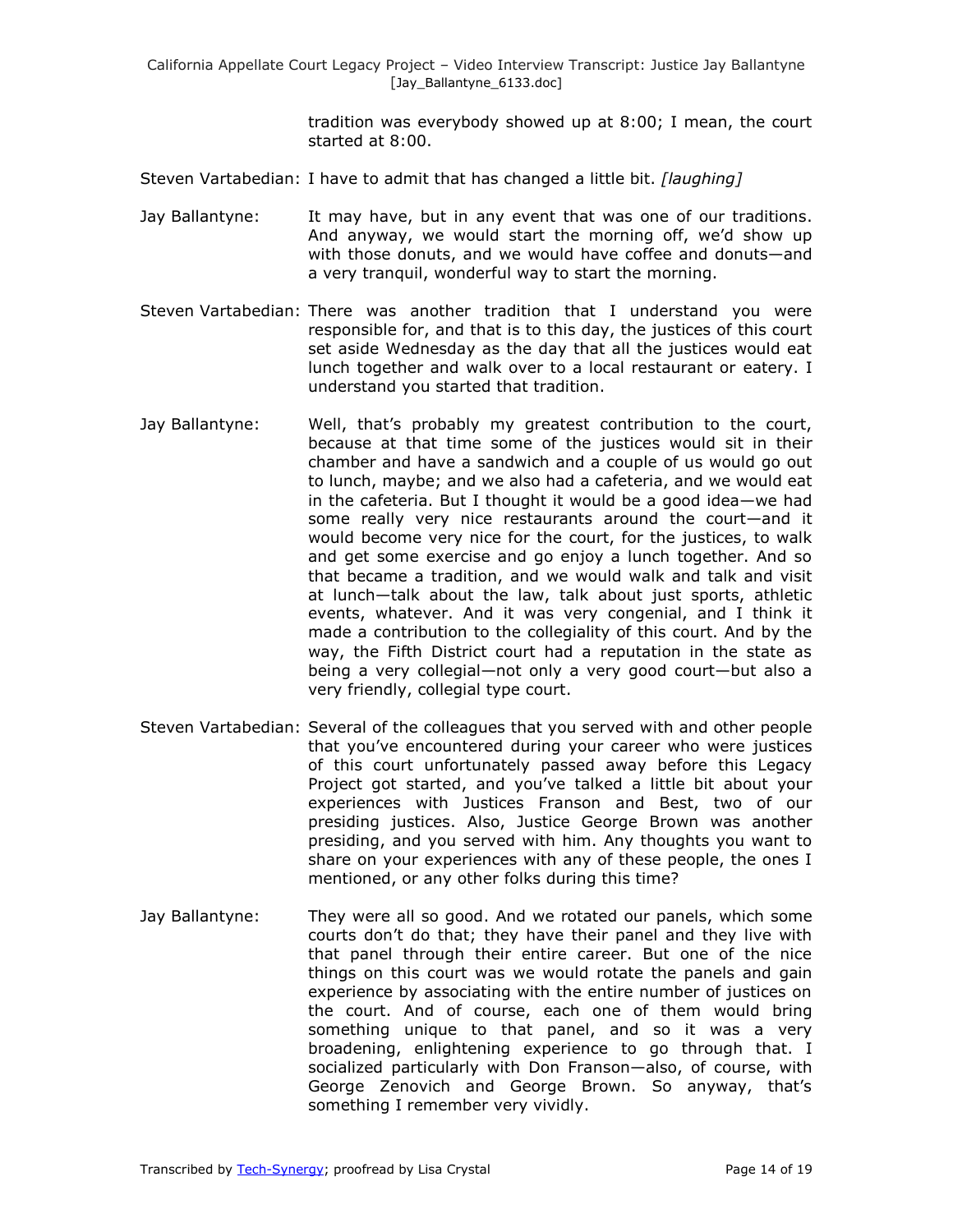tradition was everybody showed up at 8:00; I mean, the court started at 8:00.

Steven Vartabedian: I have to admit that has changed a little bit. *[laughing]*

Jay Ballantyne: It may have, but in any event that was one of our traditions. And anyway, we would start the morning off, we'd show up with those donuts, and we would have coffee and donuts—and a very tranquil, wonderful way to start the morning.

Steven Vartabedian: There was another tradition that I understand you were responsible for, and that is to this day, the justices of this court set aside Wednesday as the day that all the justices would eat lunch together and walk over to a local restaurant or eatery. I understand you started that tradition.

Jay Ballantyne: Well, that's probably my greatest contribution to the court, because at that time some of the justices would sit in their chamber and have a sandwich and a couple of us would go out to lunch, maybe; and we also had a cafeteria, and we would eat in the cafeteria. But I thought it would be a good idea—we had some really very nice restaurants around the court—and it would become very nice for the court, for the justices, to walk and get some exercise and go enjoy a lunch together. And so that became a tradition, and we would walk and talk and visit at lunch—talk about the law, talk about just sports, athletic events, whatever. And it was very congenial, and I think it made a contribution to the collegiality of this court. And by the way, the Fifth District court had a reputation in the state as being a very collegial—not only a very good court—but also a very friendly, collegial type court.

Steven Vartabedian: Several of the colleagues that you served with and other people that you've encountered during your career who were justices of this court unfortunately passed away before this Legacy Project got started, and you've talked a little bit about your experiences with Justices Franson and Best, two of our presiding justices. Also, Justice George Brown was another presiding, and you served with him. Any thoughts you want to share on your experiences with any of these people, the ones I mentioned, or any other folks during this time?

Jay Ballantyne: They were all so good. And we rotated our panels, which some courts don't do that; they have their panel and they live with that panel through their entire career. But one of the nice things on this court was we would rotate the panels and gain experience by associating with the entire number of justices on the court. And of course, each one of them would bring something unique to that panel, and so it was a very broadening, enlightening experience to go through that. I socialized particularly with Don Franson—also, of course, with George Zenovich and George Brown. So anyway, that's something I remember very vividly.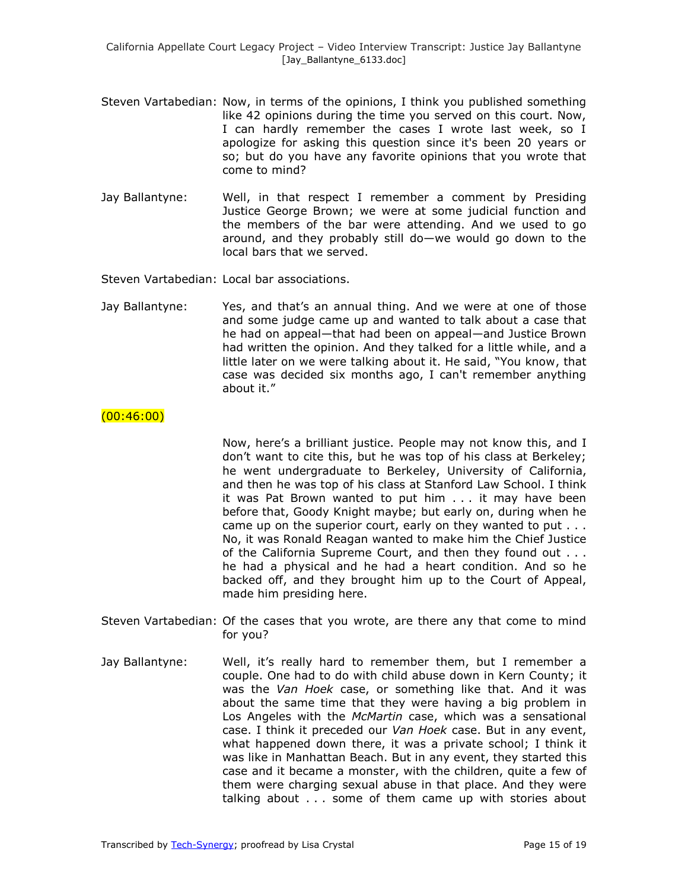Steven Vartabedian: Now, in terms of the opinions, I think you published something like 42 opinions during the time you served on this court. Now, I can hardly remember the cases I wrote last week, so I apologize for asking this question since it's been 20 years or so; but do you have any favorite opinions that you wrote that come to mind?

Jay Ballantyne: Well, in that respect I remember a comment by Presiding Justice George Brown; we were at some judicial function and the members of the bar were attending. And we used to go around, and they probably still do—we would go down to the local bars that we served.

Steven Vartabedian: Local bar associations.

Jay Ballantyne: Yes, and that's an annual thing. And we were at one of those and some judge came up and wanted to talk about a case that he had on appeal—that had been on appeal—and Justice Brown had written the opinion. And they talked for a little while, and a little later on we were talking about it. He said, "You know, that case was decided six months ago, I can't remember anything about it."

(00:46:00)

Now, here's a brilliant justice. People may not know this, and I don't want to cite this, but he was top of his class at Berkeley; he went undergraduate to Berkeley, University of California, and then he was top of his class at Stanford Law School. I think it was Pat Brown wanted to put him . . . it may have been before that, Goody Knight maybe; but early on, during when he came up on the superior court, early on they wanted to put . . . No, it was Ronald Reagan wanted to make him the Chief Justice of the California Supreme Court, and then they found out . . . he had a physical and he had a heart condition. And so he backed off, and they brought him up to the Court of Appeal, made him presiding here.

Steven Vartabedian: Of the cases that you wrote, are there any that come to mind for you?

Jay Ballantyne: Well, it's really hard to remember them, but I remember a couple. One had to do with child abuse down in Kern County; it was the *Van Hoek* case, or something like that. And it was about the same time that they were having a big problem in Los Angeles with the *McMartin* case, which was a sensational case. I think it preceded our *Van Hoek* case. But in any event, what happened down there, it was a private school; I think it was like in Manhattan Beach. But in any event, they started this case and it became a monster, with the children, quite a few of them were charging sexual abuse in that place. And they were talking about . . . some of them came up with stories about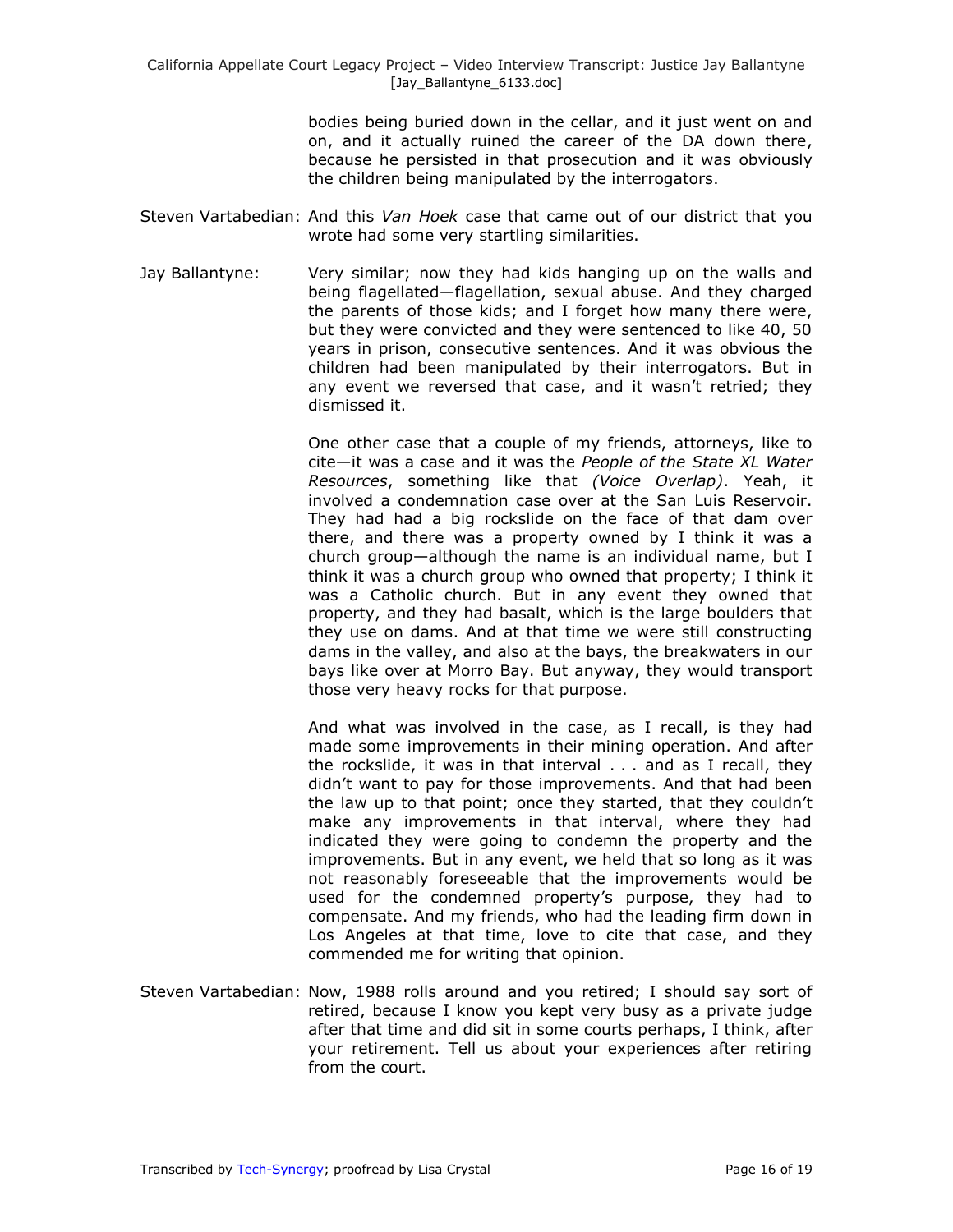bodies being buried down in the cellar, and it just went on and on, and it actually ruined the career of the DA down there, because he persisted in that prosecution and it was obviously the children being manipulated by the interrogators.

Steven Vartabedian: And this *Van Hoek* case that came out of our district that you wrote had some very startling similarities.

Jay Ballantyne: Very similar; now they had kids hanging up on the walls and being flagellated—flagellation, sexual abuse. And they charged the parents of those kids; and I forget how many there were, but they were convicted and they were sentenced to like 40, 50 years in prison, consecutive sentences. And it was obvious the children had been manipulated by their interrogators. But in any event we reversed that case, and it wasn't retried; they dismissed it.

One other case that a couple of my friends, attorneys, like to cite—it was a case and it was the *People of the State XL Water Resources*, something like that *(Voice Overlap)*. Yeah, it involved a condemnation case over at the San Luis Reservoir. They had had a big rockslide on the face of that dam over there, and there was a property owned by I think it was a church group—although the name is an individual name, but I think it was a church group who owned that property; I think it was a Catholic church. But in any event they owned that property, and they had basalt, which is the large boulders that they use on dams. And at that time we were still constructing dams in the valley, and also at the bays, the breakwaters in our bays like over at Morro Bay. But anyway, they would transport those very heavy rocks for that purpose.

And what was involved in the case, as I recall, is they had made some improvements in their mining operation. And after the rockslide, it was in that interval . . . and as I recall, they didn't want to pay for those improvements. And that had been the law up to that point; once they started, that they couldn't make any improvements in that interval, where they had indicated they were going to condemn the property and the improvements. But in any event, we held that so long as it was not reasonably foreseeable that the improvements would be used for the condemned property's purpose, they had to compensate. And my friends, who had the leading firm down in Los Angeles at that time, love to cite that case, and they commended me for writing that opinion.

Steven Vartabedian: Now, 1988 rolls around and you retired; I should say sort of retired, because I know you kept very busy as a private judge after that time and did sit in some courts perhaps, I think, after your retirement. Tell us about your experiences after retiring from the court.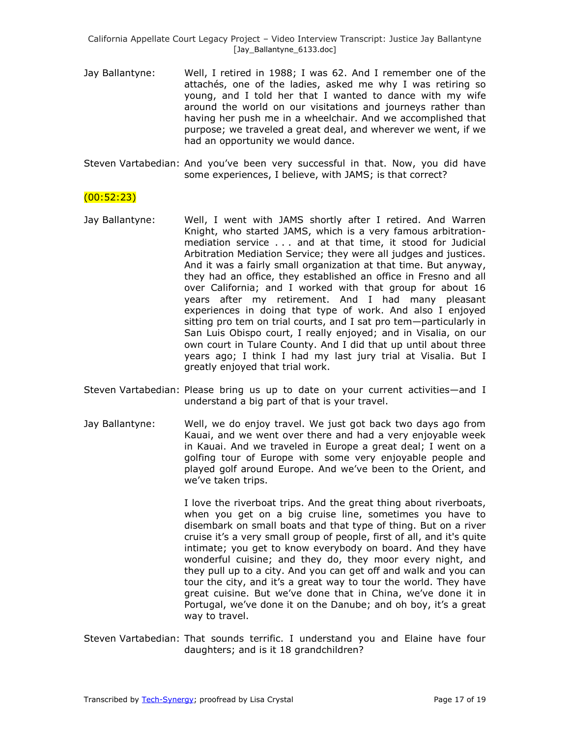Jay Ballantyne: Well, I retired in 1988; I was 62. And I remember one of the attachés, one of the ladies, asked me why I was retiring so young, and I told her that I wanted to dance with my wife around the world on our visitations and journeys rather than having her push me in a wheelchair. And we accomplished that purpose; we traveled a great deal, and wherever we went, if we had an opportunity we would dance.

Steven Vartabedian: And you've been very successful in that. Now, you did have some experiences, I believe, with JAMS; is that correct?

(00:52:23)

Jay Ballantyne: Well, I went with JAMS shortly after I retired. And Warren Knight, who started JAMS, which is a very famous arbitration-mediation service . . . and at that time, it stood for Judicial Arbitration Mediation Service; they were all judges and justices. And it was a fairly small organization at that time. But anyway, they had an office, they established an office in Fresno and all over California; and I worked with that group for about 16 years after my retirement. And I had many pleasant experiences in doing that type of work. And also I enjoyed sitting pro tem on trial courts, and I sat pro tem—particularly in San Luis Obispo court, I really enjoyed; and in Visalia, on our own court in Tulare County. And I did that up until about three years ago; I think I had my last jury trial at Visalia. But I greatly enjoyed that trial work.

Steven Vartabedian: Please bring us up to date on your current activities—and I understand a big part of that is your travel.

Jay Ballantyne: Well, we do enjoy travel. We just got back two days ago from Kauai, and we went over there and had a very enjoyable week in Kauai. And we traveled in Europe a great deal; I went on a golfing tour of Europe with some very enjoyable people and played golf around Europe. And we've been to the Orient, and we've taken trips.

I love the riverboat trips. And the great thing about riverboats, when you get on a big cruise line, sometimes you have to disembark on small boats and that type of thing. But on a river cruise it's a very small group of people, first of all, and it's quite intimate; you get to know everybody on board. And they have wonderful cuisine; and they do, they moor every night, and they pull up to a city. And you can get off and walk and you can tour the city, and it's a great way to tour the world. They have great cuisine. But we've done that in China, we've done it in Portugal, we've done it on the Danube; and oh boy, it's a great way to travel.

Steven Vartabedian: That sounds terrific. I understand you and Elaine have four daughters; and is it 18 grandchildren?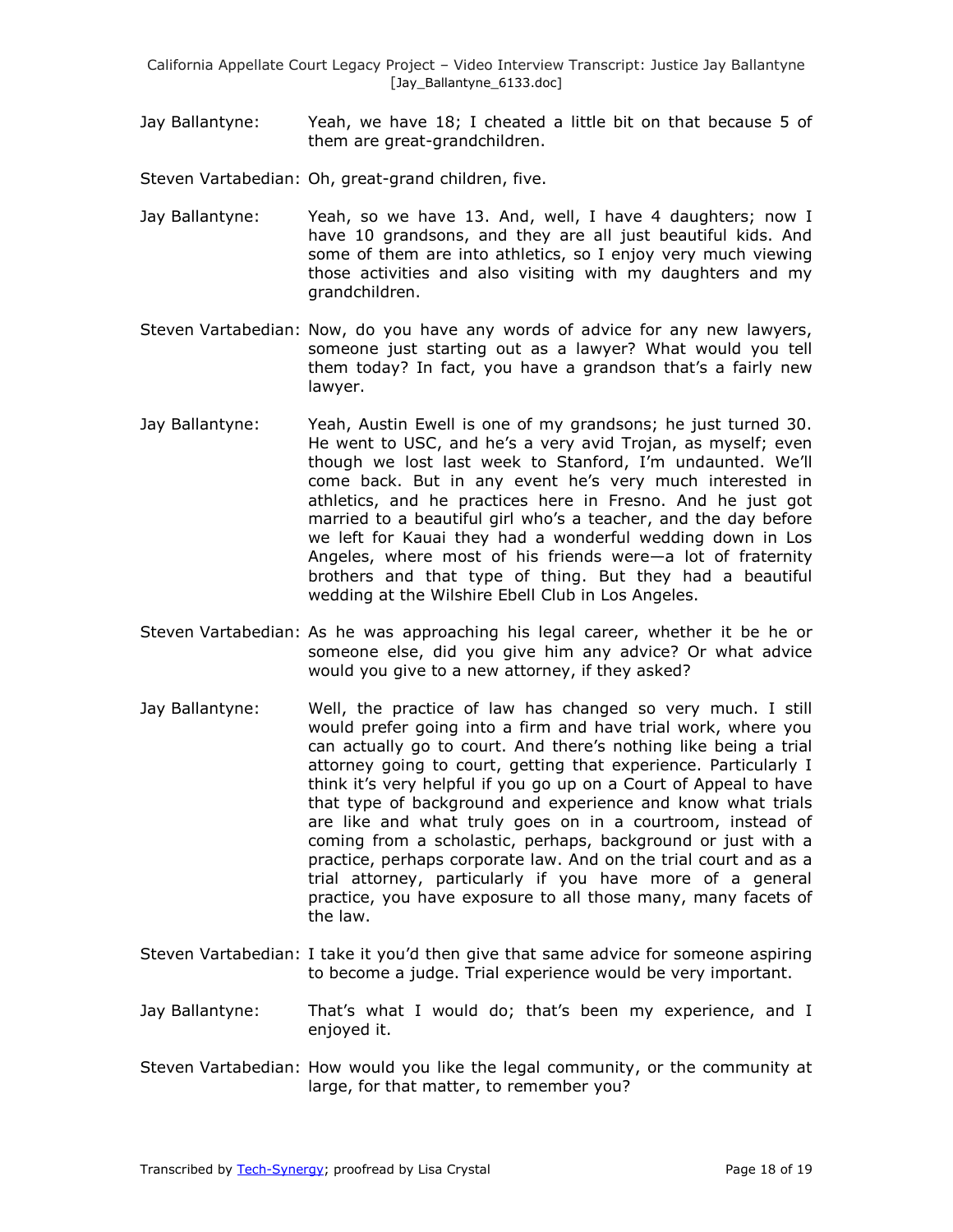Jay Ballantyne: Yeah, we have 18; I cheated a little bit on that because 5 of them are great-grandchildren.

Steven Vartabedian: Oh, great-grand children, five.

Jay Ballantyne: Yeah, so we have 13. And, well, I have 4 daughters; now I have 10 grandsons, and they are all just beautiful kids. And some of them are into athletics, so I enjoy very much viewing those activities and also visiting with my daughters and my grandchildren.

Steven Vartabedian: Now, do you have any words of advice for any new lawyers, someone just starting out as a lawyer? What would you tell them today? In fact, you have a grandson that's a fairly new lawyer.

Jay Ballantyne: Yeah, Austin Ewell is one of my grandsons; he just turned 30. He went to USC, and he's a very avid Trojan, as myself; even though we lost last week to Stanford, I'm undaunted. We'll come back. But in any event he's very much interested in athletics, and he practices here in Fresno. And he just got married to a beautiful girl who's a teacher, and the day before we left for Kauai they had a wonderful wedding down in Los Angeles, where most of his friends were—a lot of fraternity brothers and that type of thing. But they had a beautiful wedding at the Wilshire Ebell Club in Los Angeles.

Steven Vartabedian: As he was approaching his legal career, whether it be he or someone else, did you give him any advice? Or what advice would you give to a new attorney, if they asked?

Jay Ballantyne: Well, the practice of law has changed so very much. I still would prefer going into a firm and have trial work, where you can actually go to court. And there's nothing like being a trial attorney going to court, getting that experience. Particularly I think it's very helpful if you go up on a Court of Appeal to have that type of background and experience and know what trials are like and what truly goes on in a courtroom, instead of coming from a scholastic, perhaps, background or just with a practice, perhaps corporate law. And on the trial court and as a trial attorney, particularly if you have more of a general practice, you have exposure to all those many, many facets of the law.

Steven Vartabedian: I take it you'd then give that same advice for someone aspiring to become a judge. Trial experience would be very important.

Jay Ballantyne: That's what I would do; that's been my experience, and I enjoyed it.

Steven Vartabedian: How would you like the legal community, or the community at large, for that matter, to remember you?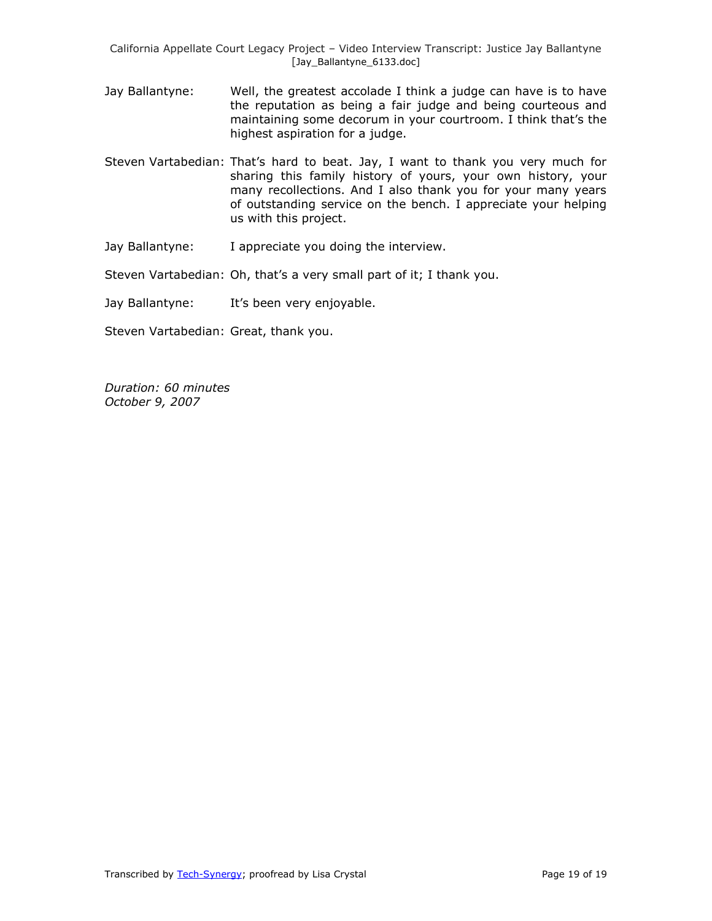Jay Ballantyne: Well, the greatest accolade I think a judge can have is to have the reputation as being a fair judge and being courteous and maintaining some decorum in your courtroom. I think that's the highest aspiration for a judge.

Steven Vartabedian: That's hard to beat. Jay, I want to thank you very much for sharing this family history of yours, your own history, your many recollections. And I also thank you for your many years of outstanding service on the bench. I appreciate your helping us with this project.

Jay Ballantyne: I appreciate you doing the interview.

Steven Vartabedian: Oh, that's a very small part of it; I thank you.

Jay Ballantyne: It's been very enjoyable.

Steven Vartabedian: Great, thank you.

*Duration: 60 minutes*
*October 9, 2007*